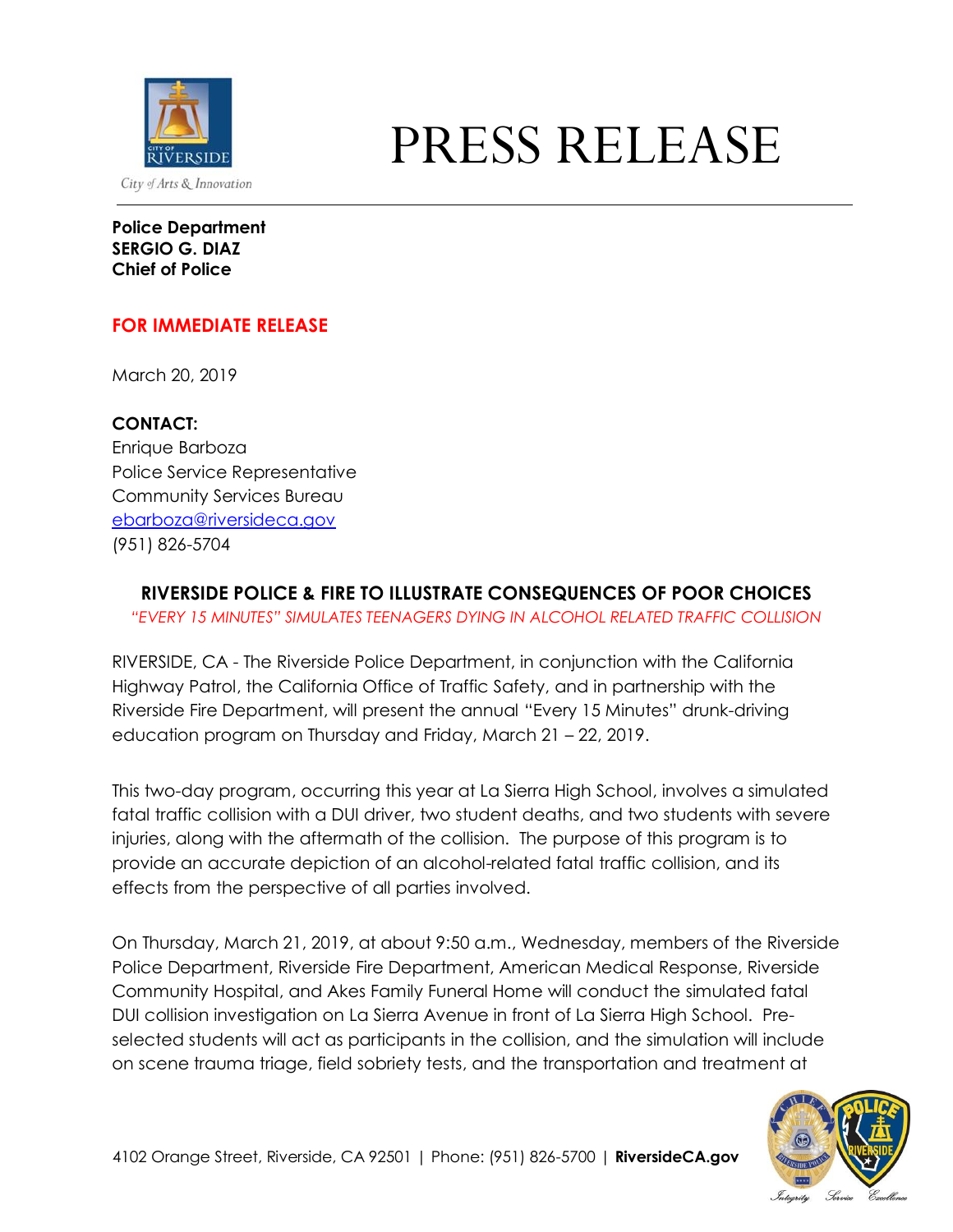City of Arts & Innovation

# PRESS RELEASE

**Police Department**
**SERGIO G. DIAZ**
**Chief of Police**

**FOR IMMEDIATE RELEASE**

March 20, 2019

**CONTACT:**
Enrique Barboza
Police Service Representative
Community Services Bureau
ebarboza@riversideca.gov
(951) 826-5704

## RIVERSIDE POLICE & FIRE TO ILLUSTRATE CONSEQUENCES OF POOR CHOICES

*"EVERY 15 MINUTES" SIMULATES TEENAGERS DYING IN ALCOHOL RELATED TRAFFIC COLLISION*

RIVERSIDE, CA - The Riverside Police Department, in conjunction with the California Highway Patrol, the California Office of Traffic Safety, and in partnership with the Riverside Fire Department, will present the annual "Every 15 Minutes" drunk-driving education program on Thursday and Friday, March 21 – 22, 2019.

This two-day program, occurring this year at La Sierra High School, involves a simulated fatal traffic collision with a DUI driver, two student deaths, and two students with severe injuries, along with the aftermath of the collision. The purpose of this program is to provide an accurate depiction of an alcohol-related fatal traffic collision, and its effects from the perspective of all parties involved.

On Thursday, March 21, 2019, at about 9:50 a.m., Wednesday, members of the Riverside Police Department, Riverside Fire Department, American Medical Response, Riverside Community Hospital, and Akes Family Funeral Home will conduct the simulated fatal DUI collision investigation on La Sierra Avenue in front of La Sierra High School. Pre-selected students will act as participants in the collision, and the simulation will include on scene trauma triage, field sobriety tests, and the transportation and treatment at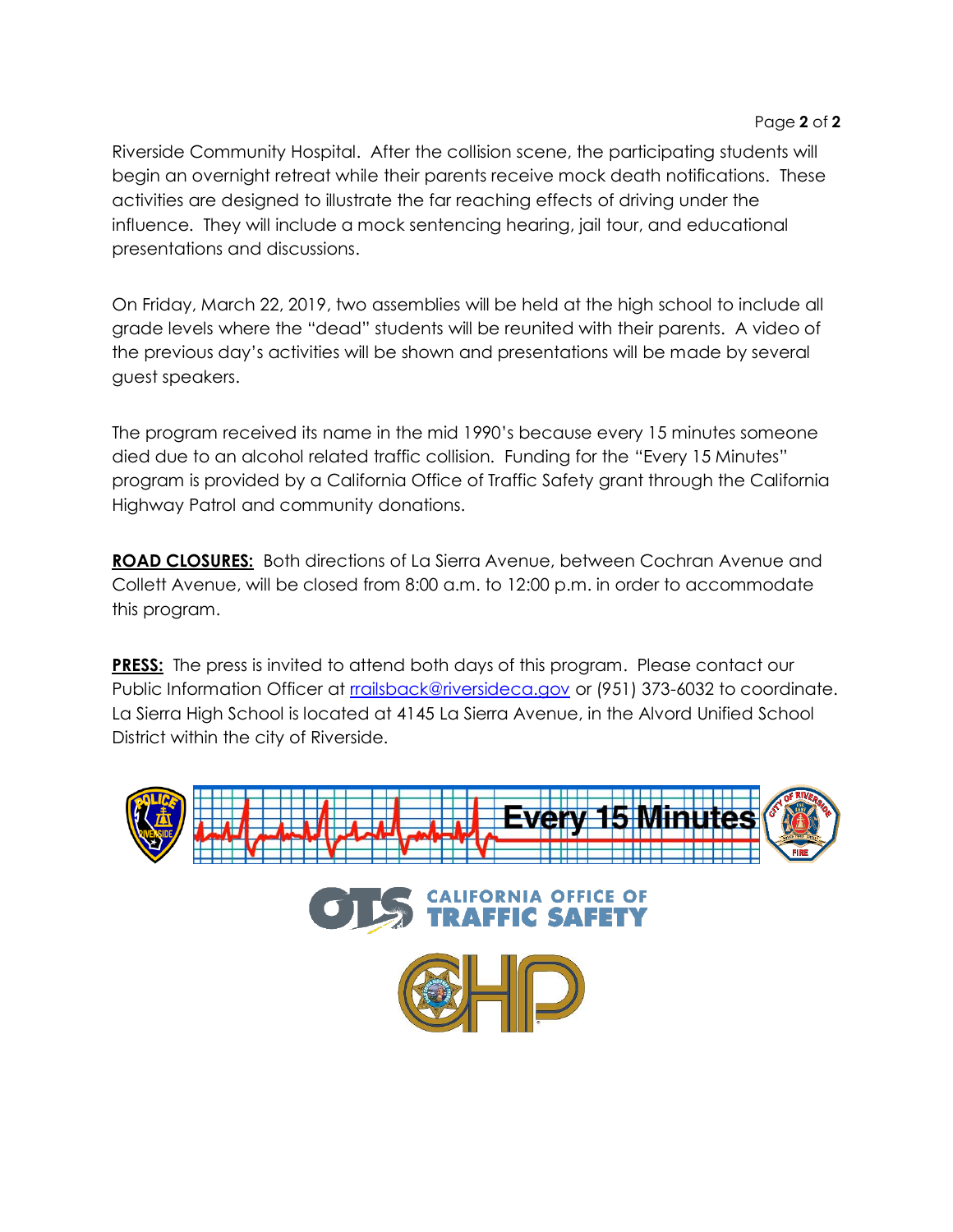Riverside Community Hospital. After the collision scene, the participating students will begin an overnight retreat while their parents receive mock death notifications. These activities are designed to illustrate the far reaching effects of driving under the influence. They will include a mock sentencing hearing, jail tour, and educational presentations and discussions.

On Friday, March 22, 2019, two assemblies will be held at the high school to include all grade levels where the "dead" students will be reunited with their parents. A video of the previous day's activities will be shown and presentations will be made by several guest speakers.

The program received its name in the mid 1990's because every 15 minutes someone died due to an alcohol related traffic collision. Funding for the "Every 15 Minutes" program is provided by a California Office of Traffic Safety grant through the California Highway Patrol and community donations.

**ROAD CLOSURES:** Both directions of La Sierra Avenue, between Cochran Avenue and Collett Avenue, will be closed from 8:00 a.m. to 12:00 p.m. in order to accommodate this program.

**PRESS:** The press is invited to attend both days of this program. Please contact our Public Information Officer at rrailsback@riversideca.gov or (951) 373-6032 to coordinate. La Sierra High School is located at 4145 La Sierra Avenue, in the Alvord Unified School District within the city of Riverside.

Every 15 Minutes

CALIFORNIA OFFICE OF TRAFFIC SAFETY